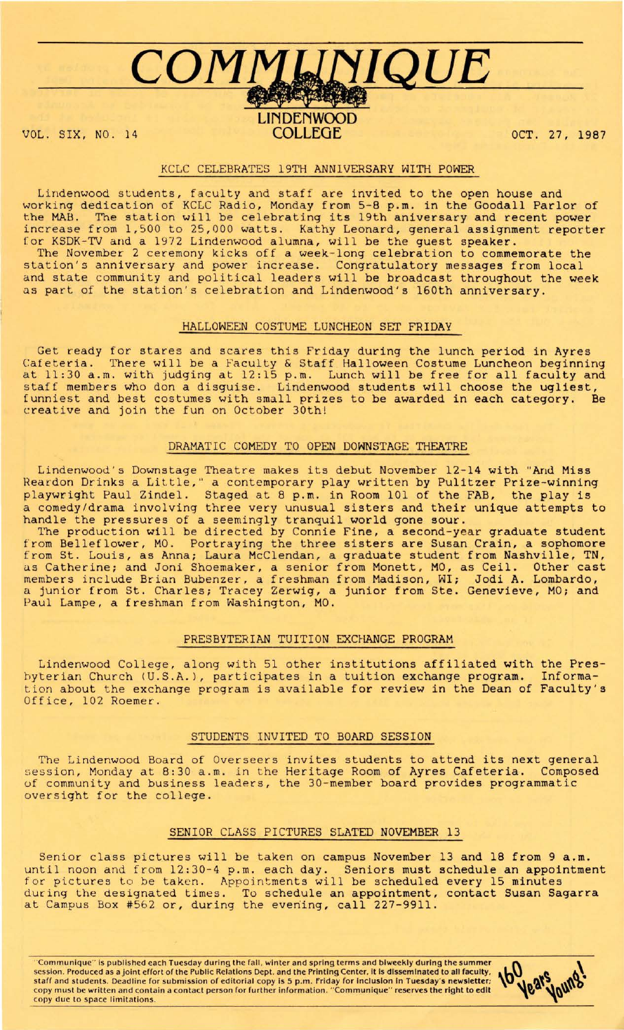# COMMUNIQUE

LINDENWOOD COLLEGE

VOL. SIX, NO. 14 OCT. 27, 1987

## KCLC CELEBRATES 19TH ANNIVERSARY WITH POWER

Lindenwood students, faculty and staff are invited to the open house and working dedication of KCLC Radio, Monday from 5-8 p.m. in the Goodall Parlor of the MAB. The station will be celebrating its 19th aniversary and recent power increase from 1,500 to 25,000 watts. Kathy Leonard, general assignment reporter for KSDK-TV and a 1972 Lindenwood alumna, will be the guest speaker.

The November 2 ceremony kicks off a week-long celebration to commemorate the station's anniversary and power increase. Congratulatory messages from local and state community and political leaders will be broadcast throughout the week as part of the station's celebration and Lindenwood's 160th anniversary.

## HALLOWEEN COSTUME LUNCHEON SET FRIDAY

Get ready for stares and scares this Friday during the lunch period in Ayres Cafeteria. There will be a Faculty & Staff Halloween Costume Luncheon beginning at 11:30 a.m. with judging at 12:15 p.m. Lunch will be free for all faculty and staff members who don a disguise. Lindenwood students will choose the ugliest, funniest and best costumes with small prizes to be awarded in each category. Be creative and join the fun on October 30th!

## DRAMATIC COMEDY TO OPEN DOWNSTAGE THEATRE

Lindenwood's Downstage Theatre makes its debut November 12-14 with "And Miss Reardon Drinks a Little," a contemporary play written by Pulitzer Prize-winning playwright Paul Zindel. Staged at 8 p.m. in Room 101 of the FAB, the play is a comedy/drama involving three very unusual sisters and their unique attempts to handle the pressures of a seemingly tranquil world gone sour.

The production will be directed by Connie Fine, a second-year graduate student from Bellefiower, MO. Portraying the three sisters are Susan Crain, a sophomore from St. Louis, as Anna; Laura McClendan, a graduate student from Nashville, TN, as Catherine; and Joni Shoemaker, a senior from Monett, MO, as Ceil. Other cast members include Brian Bubenzer, a freshman from Madison, WI; Jodi A. Lombardo, a junior from St. Charles; Tracey Zerwig, a junior from Ste. Genevieve, MO; and Paul Lampe, a freshman from Washington, MO.

## PRESBYTERIAN TUITION EXCHANGE PROGRAM

Lindenwood College, along with 51 other institutions affiliated with the Presbyterian Church (U.S.A.), participates in a tuition exchange program. Information about the exchange program is available for review in the Dean of Faculty's Office, 102 Roemer.

## STUDENTS INVITED TO BOARD SESSION

The Lindenwood Board of Overseers invites students to attend its next general session, Monday at 8:30 a.m. in the Heritage Room of Ayres Cafeteria. Composed of community and business leaders, the 30-member board provides programmatic oversight for the college.

## SENIOR CLASS PICTURES SLATED NOVEMBER 13

Senior class pictures will be taken on campus November 13 and 18 from 9 a.m. until noon and from 12:30-4 p.m. each day. Seniors must schedule an appointment for pictures to be taken. Appointments will be scheduled every 15 minutes during the designated times. To schedule an appointment, contact Susan Sagarra at Campus Box #562 or, during the evening, call 227-9911.

"Communique" is published each Tuesday during the fall, winter and spring terms and biweekly during the summer session. Produced as a joint effort of the Public Relations Dept. and the Printing Center, it is disseminated to all faculty, staff and students. Deadline for submission of editorial copy is 5 p.m. Friday for inclusion in Tuesday's newsletter; copy must be written and contain a contact person for further information. "Communique" reserves the right to edit copy due to space limitations.

160 Years Young!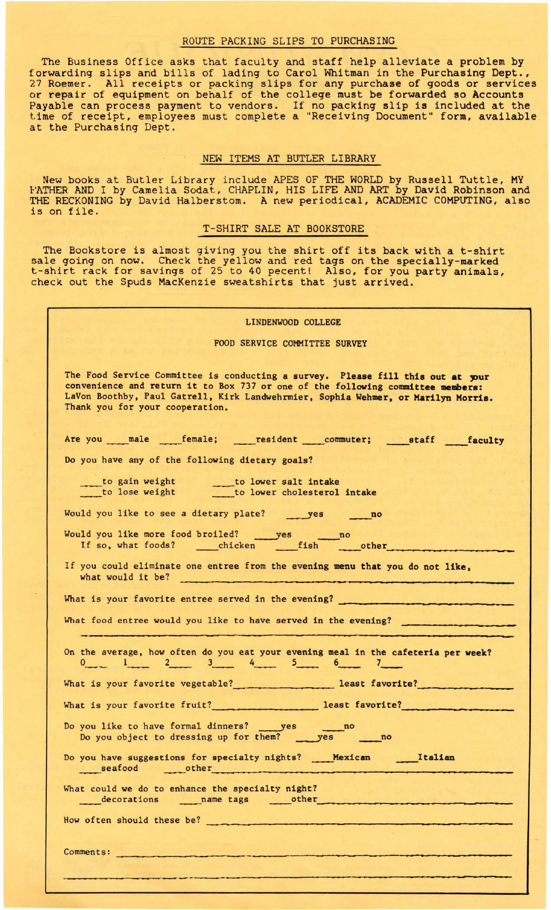## ROUTE PACKING SLIPS TO PURCHASING

The Business Office asks that faculty and staff help alleviate a problem by forwarding slips and bills of lading to Carol Whitman in the Purchasing Dept., 27 Roemer. All receipts or packing slips for any purchase of goods or services or repair of equipment on behalf of the college must be forwarded so Accounts Payable can process payment to vendors. If no packing slip is included at the time of receipt, employees must complete a "Receiving Document" form, available at the Purchasing Dept.

## NEW ITEMS AT BUTLER LIBRARY

New books at Butler Library include APES OF THE WORLD by Russell Tuttle, MY FATHER AND I by Camelia Sodat, CHAPLIN, HIS LIFE AND ART by David Robinson and THE RECKONING by David Halberstom. A new periodical, ACADEMIC COMPUTING, also is on file.

## T-SHIRT SALE AT BOOKSTORE

The Bookstore is almost giving you the shirt off its back with a t-shirt sale going on now. Check the yellow and red tags on the specially-marked t-shirt rack for savings of 25 to 40 pecent! Also, for you party animals, check out the Spuds MacKenzie sweatshirts that just arrived.

---

LINDENWOOD COLLEGE

FOOD SERVICE COMMITTEE SURVEY

The Food Service Committee is conducting a survey. **Please fill this out at your convenience and return it to Box 737 or one of the following committee members:** LaVon Boothby, Paul Gatrell, Kirk Landwehrmier, Sophia Wehmer, or Marilyn Morris. Thank you for your cooperation.

Are you ___male ___female; ___resident ___commuter; ___staff ___faculty

Do you have any of the following dietary goals?

___to gain weight ___to lower salt intake
___to lose weight ___to lower cholesterol intake

Would you like to see a dietary plate? ___yes ___no

Would you like more food broiled? ___yes ___no
If so, what foods? ___chicken ___fish ___other_______________

If you could eliminate one entree from the evening menu that you do not like, what would it be? _______________

What is your favorite entree served in the evening? _______________

What food entree would you like to have served in the evening? _______________

On the average, how often do you eat your evening meal in the cafeteria per week?
0___ 1___ 2___ 3___ 4___ 5___ 6___ 7___

What is your favorite vegetable?_______________ least favorite?_______________

What is your favorite fruit?_______________ least favorite?_______________

Do you like to have formal dinners? ___yes ___no
Do you object to dressing up for them? ___yes ___no

Do you have suggestions for specialty nights? ___Mexican ___Italian
___seafood ___other_______________

What could we do to enhance the specialty night?
___decorations ___name tags ___other_______________

How often should these be? _______________

Comments: _______________